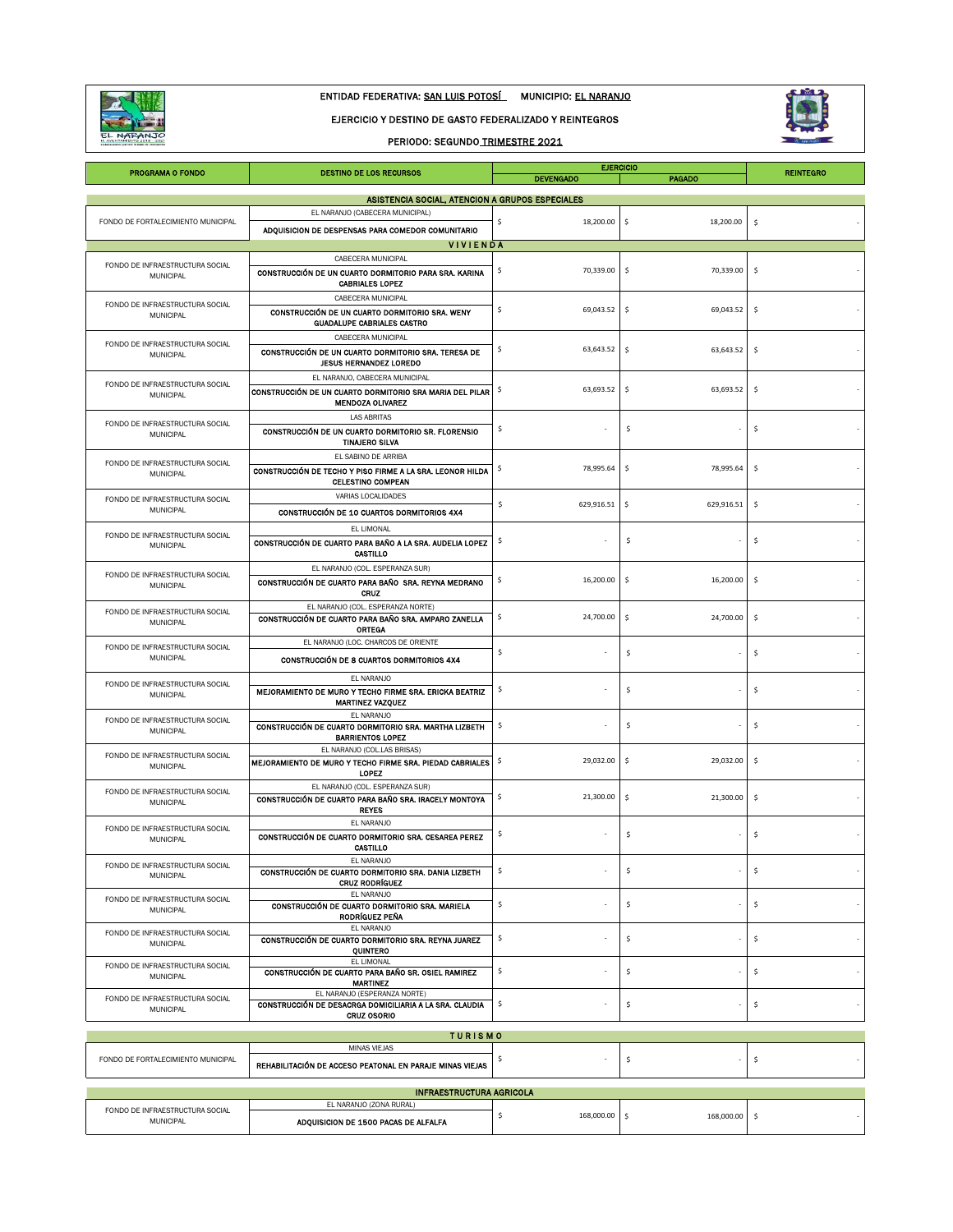ENTIDAD FEDERATIVA: SAN LUIS POTOSÍ     MUNICIPIO: EL NARANJO

EJERCICIO Y DESTINO DE GASTO FEDERALIZADO Y REINTEGROS

PERIODO: SEGUNDO TRIMESTRE 2021

| PROGRAMA O FONDO | DESTINO DE LOS RECURSOS | EJERCICIO | | REINTEGRO |
|---|---|---|---|---|
| | | DEVENGADO | PAGADO | |
| **ASISTENCIA SOCIAL, ATENCION A GRUPOS ESPECIALES** | | | | |
| FONDO DE FORTALECIMIENTO MUNICIPAL | EL NARANJO (CABECERA MUNICIPAL) **ADQUISICION DE DESPENSAS PARA COMEDOR COMUNITARIO** | $ 18,200.00 | $ 18,200.00 | $ - |
| **V I V I E N D A** | | | | |
| FONDO DE INFRAESTRUCTURA SOCIAL MUNICIPAL | CABECERA MUNICIPAL **CONSTRUCCIÓN DE UN CUARTO DORMITORIO PARA SRA. KARINA CABRIALES LOPEZ** | $ 70,339.00 | $ 70,339.00 | $ - |
| FONDO DE INFRAESTRUCTURA SOCIAL MUNICIPAL | CABECERA MUNICIPAL **CONSTRUCCIÓN DE UN CUARTO DORMITORIO SRA. WENY GUADALUPE CABRIALES CASTRO** | $ 69,043.52 | $ 69,043.52 | $ - |
| FONDO DE INFRAESTRUCTURA SOCIAL MUNICIPAL | CABECERA MUNICIPAL **CONSTRUCCIÓN DE UN CUARTO DORMITORIO SRA. TERESA DE JESUS HERNANDEZ LOREDO** | $ 63,643.52 | $ 63,643.52 | $ - |
| FONDO DE INFRAESTRUCTURA SOCIAL MUNICIPAL | EL NARANJO, CABECERA MUNICIPAL **CONSTRUCCIÓN DE UN CUARTO DORMITORIO SRA MARIA DEL PILAR MENDOZA OLIVAREZ** | $ 63,693.52 | $ 63,693.52 | $ - |
| FONDO DE INFRAESTRUCTURA SOCIAL MUNICIPAL | LAS ABRITAS **CONSTRUCCIÓN DE UN CUARTO DORMITORIO SR. FLORENSIO TINAJERO SILVA** | $ - | $ - | $ - |
| FONDO DE INFRAESTRUCTURA SOCIAL MUNICIPAL | EL SABINO DE ARRIBA **CONSTRUCCIÓN DE TECHO Y PISO FIRME A LA SRA. LEONOR HILDA CELESTINO COMPEAN** | $ 78,995.64 | $ 78,995.64 | $ - |
| FONDO DE INFRAESTRUCTURA SOCIAL MUNICIPAL | VARIAS LOCALIDADES **CONSTRUCCIÓN DE 10 CUARTOS DORMITORIOS 4X4** | $ 629,916.51 | $ 629,916.51 | $ - |
| FONDO DE INFRAESTRUCTURA SOCIAL MUNICIPAL | EL LIMONAL **CONSTRUCCIÓN DE CUARTO PARA BAÑO A LA SRA. AUDELIA LOPEZ CASTILLO** | $ - | $ - | $ - |
| FONDO DE INFRAESTRUCTURA SOCIAL MUNICIPAL | EL NARANJO (COL. ESPERANZA SUR) **CONSTRUCCIÓN DE CUARTO PARA BAÑO SRA. REYNA MEDRANO CRUZ** | $ 16,200.00 | $ 16,200.00 | $ - |
| FONDO DE INFRAESTRUCTURA SOCIAL MUNICIPAL | EL NARANJO (COL. ESPERANZA NORTE) **CONSTRUCCIÓN DE CUARTO PARA BAÑO SRA. AMPARO ZANELLA ORTEGA** | $ 24,700.00 | $ 24,700.00 | $ - |
| FONDO DE INFRAESTRUCTURA SOCIAL MUNICIPAL | EL NARANJO (LOC. CHARCOS DE ORIENTE **CONSTRUCCIÓN DE 8 CUARTOS DORMITORIOS 4X4** | $ - | $ - | $ - |
| FONDO DE INFRAESTRUCTURA SOCIAL MUNICIPAL | EL NARANJO **MEJORAMIENTO DE MURO Y TECHO FIRME SRA. ERICKA BEATRIZ MARTINEZ VAZQUEZ** | $ - | $ - | $ - |
| FONDO DE INFRAESTRUCTURA SOCIAL MUNICIPAL | EL NARANJO **CONSTRUCCIÓN DE CUARTO DORMITORIO SRA. MARTHA LIZBETH BARRIENTOS LOPEZ** | $ - | $ - | $ - |
| FONDO DE INFRAESTRUCTURA SOCIAL MUNICIPAL | EL NARANJO (COL.LAS BRISAS) **MEJORAMIENTO DE MURO Y TECHO FIRME SRA. PIEDAD CABRIALES LOPEZ** | $ 29,032.00 | $ 29,032.00 | $ - |
| FONDO DE INFRAESTRUCTURA SOCIAL MUNICIPAL | EL NARANJO (COL. ESPERANZA SUR) **CONSTRUCCIÓN DE CUARTO PARA BAÑO SRA. IRACELY MONTOYA REYES** | $ 21,300.00 | $ 21,300.00 | $ - |
| FONDO DE INFRAESTRUCTURA SOCIAL MUNICIPAL | EL NARANJO **CONSTRUCCIÓN DE CUARTO DORMITORIO SRA. CESAREA PEREZ CASTILLO** | $ - | $ - | $ - |
| FONDO DE INFRAESTRUCTURA SOCIAL MUNICIPAL | EL NARANJO **CONSTRUCCIÓN DE CUARTO DORMITORIO SRA. DANIA LIZBETH CRUZ RODRÍGUEZ** | $ - | $ - | $ - |
| FONDO DE INFRAESTRUCTURA SOCIAL MUNICIPAL | EL NARANJO **CONSTRUCCIÓN DE CUARTO DORMITORIO SRA. MARIELA RODRÍGUEZ PEÑA** | $ - | $ - | $ - |
| FONDO DE INFRAESTRUCTURA SOCIAL MUNICIPAL | EL NARANJO **CONSTRUCCIÓN DE CUARTO DORMITORIO SRA. REYNA JUAREZ QUINTERO** | $ - | $ - | $ - |
| FONDO DE INFRAESTRUCTURA SOCIAL MUNICIPAL | EL LIMONAL **CONSTRUCCIÓN DE CUARTO PARA BAÑO SR. OSIEL RAMIREZ MARTINEZ** | $ - | $ - | $ - |
| FONDO DE INFRAESTRUCTURA SOCIAL MUNICIPAL | EL NARANJO (ESPERANZA NORTE) **CONSTRUCCIÓN DE DESACRGA DOMICILIARIA A LA SRA. CLAUDIA CRUZ OSORIO** | $ - | $ - | $ - |
| **T U R I S M O** | | | | |
| FONDO DE FORTALECIMIENTO MUNICIPAL | MINAS VIEJAS **REHABILITACIÓN DE ACCESO PEATONAL EN PARAJE MINAS VIEJAS** | $ - | $ - | $ - |
| **INFRAESTRUCTURA AGRICOLA** | | | | |
| FONDO DE INFRAESTRUCTURA SOCIAL MUNICIPAL | EL NARANJO (ZONA RURAL) **ADQUISICION DE 1500 PACAS DE ALFALFA** | $ 168,000.00 | $ 168,000.00 | $ - |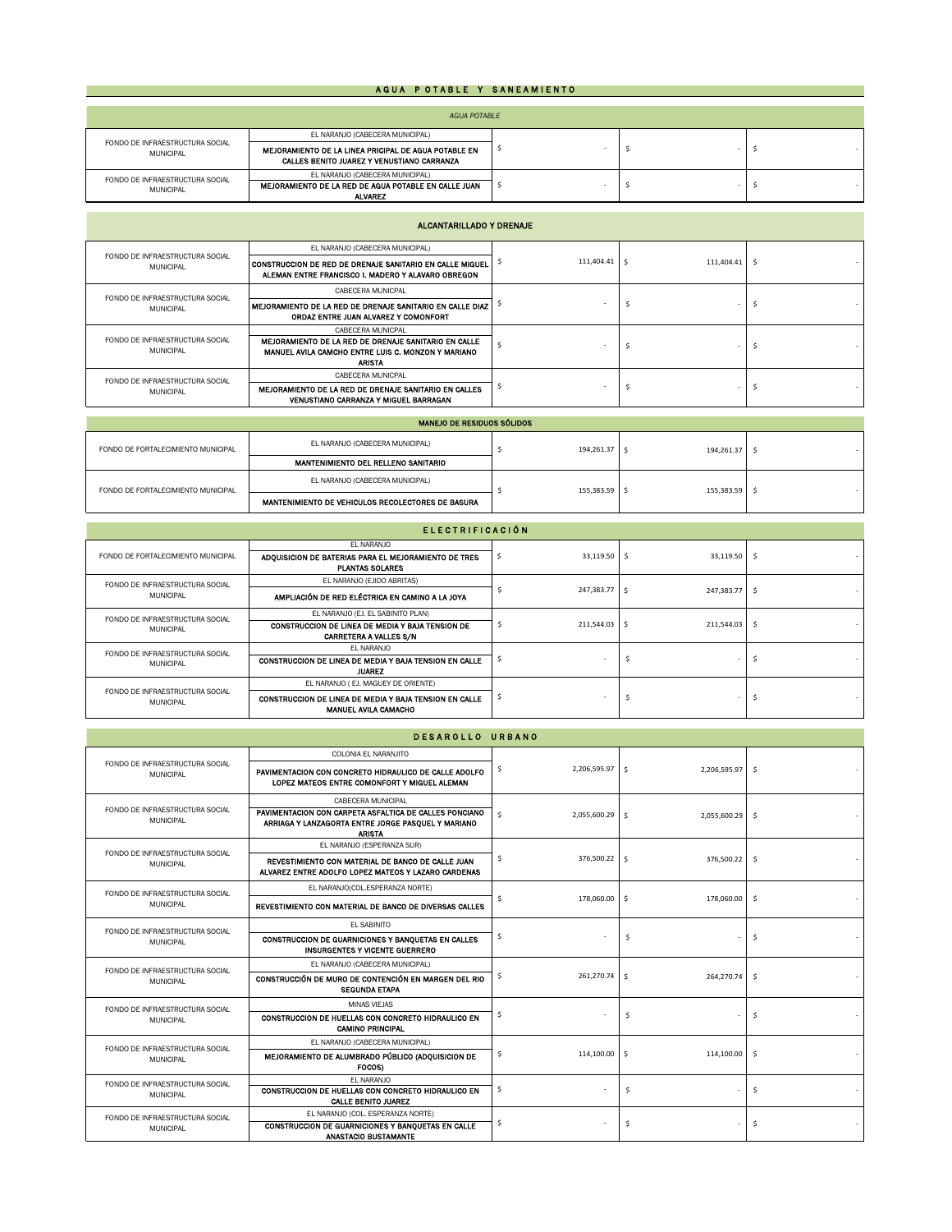## AGUA POTABLE Y SANEAMIENTO

### AGUA POTABLE

| | | | | |
|---|---|---|---|---|
| FONDO DE INFRAESTRUCTURA SOCIAL MUNICIPAL | EL NARANJO (CABECERA MUNICIPAL)<br>**MEJORAMIENTO DE LA LINEA PRICIPAL DE AGUA POTABLE EN CALLES BENITO JUAREZ Y VENUSTIANO CARRANZA** | $ - | $ - | $ - |
| FONDO DE INFRAESTRUCTURA SOCIAL MUNICIPAL | EL NARANJO (CABECERA MUNICIPAL)<br>**MEJORAMIENTO DE LA RED DE AGUA POTABLE EN CALLE JUAN ALVAREZ** | $ - | $ - | $ - |

### ALCANTARILLADO Y DRENAJE

| | | | | |
|---|---|---|---|---|
| FONDO DE INFRAESTRUCTURA SOCIAL MUNICIPAL | EL NARANJO (CABECERA MUNICIPAL)<br>**CONSTRUCCION DE RED DE DRENAJE SANITARIO EN CALLE MIGUEL ALEMAN ENTRE FRANCISCO I. MADERO Y ALAVARO OBREGON** | $ 111,404.41 | $ 111,404.41 | $ - |
| FONDO DE INFRAESTRUCTURA SOCIAL MUNICIPAL | CABECERA MUNICPAL<br>**MEJORAMIENTO DE LA RED DE DRENAJE SANITARIO EN CALLE DIAZ ORDAZ ENTRE JUAN ALVAREZ Y COMONFORT** | $ - | $ - | $ - |
| FONDO DE INFRAESTRUCTURA SOCIAL MUNICIPAL | CABECERA MUNICPAL<br>**MEJORAMIENTO DE LA RED DE DRENAJE SANITARIO EN CALLE MANUEL AVILA CAMCHO ENTRE LUIS C. MONZON Y MARIANO ARISTA** | $ - | $ - | $ - |
| FONDO DE INFRAESTRUCTURA SOCIAL MUNICIPAL | CABECERA MUNICPAL<br>**MEJORAMIENTO DE LA RED DE DRENAJE SANITARIO EN CALLES VENUSTIANO CARRANZA Y MIGUEL BARRAGAN** | $ - | $ - | $ - |

### MANEJO DE RESIDUOS SÓLIDOS

| | | | | |
|---|---|---|---|---|
| FONDO DE FORTALECIMIENTO MUNICIPAL | EL NARANJO (CABECERA MUNICIPAL)<br>**MANTENIMIENTO DEL RELLENO SANITARIO** | $ 194,261.37 | $ 194,261.37 | $ - |
| FONDO DE FORTALECIMIENTO MUNICIPAL | EL NARANJO (CABECERA MUNICIPAL)<br>**MANTENIMIENTO DE VEHICULOS RECOLECTORES DE BASURA** | $ 155,383.59 | $ 155,383.59 | $ - |

## ELECTRIFICACIÓN

| | | | | |
|---|---|---|---|---|
| FONDO DE FORTALECIMIENTO MUNICIPAL | EL NARANJO<br>**ADQUISICION DE BATERIAS PARA EL MEJORAMIENTO DE TRES PLANTAS SOLARES** | $ 33,119.50 | $ 33,119.50 | $ - |
| FONDO DE INFRAESTRUCTURA SOCIAL MUNICIPAL | EL NARANJO (EJIDO ABRITAS)<br>**AMPLIACIÓN DE RED ELÉCTRICA EN CAMINO A LA JOYA** | $ 247,383.77 | $ 247,383.77 | $ - |
| FONDO DE INFRAESTRUCTURA SOCIAL MUNICIPAL | EL NARANJO (EJ. EL SABINITO PLAN)<br>**CONSTRUCCION DE LINEA DE MEDIA Y BAJA TENSION DE CARRETERA A VALLES S/N** | $ 211,544.03 | $ 211,544.03 | $ - |
| FONDO DE INFRAESTRUCTURA SOCIAL MUNICIPAL | EL NARANJO<br>**CONSTRUCCION DE LINEA DE MEDIA Y BAJA TENSION EN CALLE JUAREZ** | $ - | $ - | $ - |
| FONDO DE INFRAESTRUCTURA SOCIAL MUNICIPAL | EL NARANJO ( EJ. MAGUEY DE ORIENTE)<br>**CONSTRUCCION DE LINEA DE MEDIA Y BAJA TENSION EN CALLE MANUEL AVILA CAMACHO** | $ - | $ - | $ - |

## DESARROLLO URBANO

| | | | | |
|---|---|---|---|---|
| FONDO DE INFRAESTRUCTURA SOCIAL MUNICIPAL | COLONIA EL NARANJITO<br>**PAVIMENTACION CON CONCRETO HIDRAULICO DE CALLE ADOLFO LOPEZ MATEOS ENTRE COMONFORT Y MIGUEL ALEMAN** | $ 2,206,595.97 | $ 2,206,595.97 | $ - |
| FONDO DE INFRAESTRUCTURA SOCIAL MUNICIPAL | CABECERA MUNICIPAL<br>**PAVIMENTACION CON CARPETA ASFALTICA DE CALLES PONCIANO ARRIAGA Y LANZAGORTA ENTRE JORGE PASQUEL Y MARIANO ARISTA** | $ 2,055,600.29 | $ 2,055,600.29 | $ - |
| FONDO DE INFRAESTRUCTURA SOCIAL MUNICIPAL | EL NARANJO (ESPERANZA SUR)<br>**REVESTIMIENTO CON MATERIAL DE BANCO DE CALLE JUAN ALVAREZ ENTRE ADOLFO LOPEZ MATEOS Y LAZARO CARDENAS** | $ 376,500.22 | $ 376,500.22 | $ - |
| FONDO DE INFRAESTRUCTURA SOCIAL MUNICIPAL | EL NARANJO(COL.ESPERANZA NORTE)<br>**REVESTIMIENTO CON MATERIAL DE BANCO DE DIVERSAS CALLES** | $ 178,060.00 | $ 178,060.00 | $ - |
| FONDO DE INFRAESTRUCTURA SOCIAL MUNICIPAL | EL SABINITO<br>**CONSTRUCCION DE GUARNICIONES Y BANQUETAS EN CALLES INSURGENTES Y VICENTE GUERRERO** | $ - | $ - | $ - |
| FONDO DE INFRAESTRUCTURA SOCIAL MUNICIPAL | EL NARANJO (CABECERA MUNICIPAL)<br>**CONSTRUCCIÓN DE MURO DE CONTENCIÓN EN MARGEN DEL RIO SEGUNDA ETAPA** | $ 261,270.74 | $ 264,270.74 | $ - |
| FONDO DE INFRAESTRUCTURA SOCIAL MUNICIPAL | MINAS VIEJAS<br>**CONSTRUCCION DE HUELLAS CON CONCRETO HIDRAULICO EN CAMINO PRINCIPAL** | $ - | $ - | $ - |
| FONDO DE INFRAESTRUCTURA SOCIAL MUNICIPAL | EL NARANJO (CABECERA MUNICIPAL)<br>**MEJORAMIENTO DE ALUMBRADO PÚBLICO (ADQUISICION DE FOCOS)** | $ 114,100.00 | $ 114,100.00 | $ - |
| FONDO DE INFRAESTRUCTURA SOCIAL MUNICIPAL | EL NARANJO<br>**CONSTRUCCION DE HUELLAS CON CONCRETO HIDRAULICO EN CALLE BENITO JUAREZ** | $ - | $ - | $ - |
| FONDO DE INFRAESTRUCTURA SOCIAL MUNICIPAL | EL NARANJO (COL. ESPERANZA NORTE)<br>**CONSTRUCCION DE GUARNICIONES Y BANQUETAS EN CALLE ANASTACIO BUSTAMANTE** | $ - | $ - | $ - |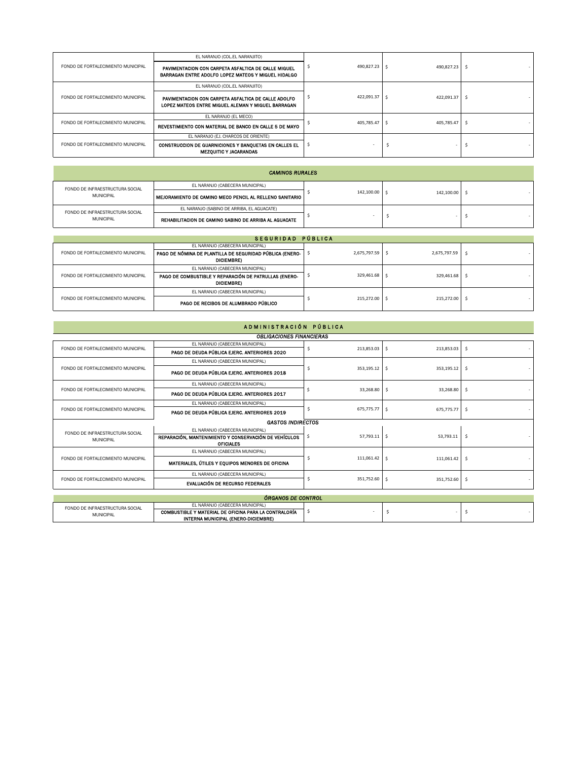| | | | | |
|---|---|---|---|---|
| FONDO DE FORTALECIMIENTO MUNICIPAL | EL NARANJO (COL.EL NARANJITO)<br>**PAVIMENTACION CON CARPETA ASFALTICA DE CALLE MIGUEL BARRAGAN ENTRE ADOLFO LOPEZ MATEOS Y MIGUEL HIDALGO** | $ 490,827.23 | $ 490,827.23 | $ - |
| FONDO DE FORTALECIMIENTO MUNICIPAL | EL NARANJO (COL.EL NARANJITO)<br>**PAVIMENTACION CON CARPETA ASFALTICA DE CALLE ADOLFO LOPEZ MATEOS ENTRE MIGUEL ALEMAN Y MIGUEL BARRAGAN** | $ 422,091.37 | $ 422,091.37 | $ - |
| FONDO DE FORTALECIMIENTO MUNICIPAL | EL NARANJO (EL MECO)<br>**REVESTIMIENTO CON MATERIAL DE BANCO EN CALLE 5 DE MAYO** | $ 405,785.47 | $ 405,785.47 | $ - |
| FONDO DE FORTALECIMIENTO MUNICIPAL | EL NARANJO (EJ. CHARCOS DE ORIENTE)<br>**CONSTRUCCION DE GUARNICIONES Y BANQUETAS EN CALLES EL MEZQUITIC Y JACARANDAS** | $ - | $ - | $ - |

| ***CAMINOS RURALES*** | | | | |
|---|---|---|---|---|
| FONDO DE INFRAESTRUCTURA SOCIAL MUNICIPAL | EL NARANJO (CABECERA MUNICIPAL)<br>**MEJORAMIENTO DE CAMINO MECO PENCIL AL RELLENO SANITARIO** | $ 142,100.00 | $ 142,100.00 | $ - |
| FONDO DE INFRAESTRUCTURA SOCIAL MUNICIPAL | EL NARANJO (SABINO DE ARRIBA, EL AGUACATE)<br>**REHABILITACION DE CAMINO SABINO DE ARRIBA AL AGUACATE** | $ - | $ - | $ - |

| **SEGURIDAD PÚBLICA** | | | | |
|---|---|---|---|---|
| FONDO DE FORTALECIMIENTO MUNICIPAL | EL NARANJO (CABECERA MUNICIPAL)<br>**PAGO DE NÓMINA DE PLANTILLA DE SEGURIDAD PÚBLICA (ENERO-DICIEMBRE)** | $ 2,675,797.59 | $ 2,675,797.59 | $ - |
| FONDO DE FORTALECIMIENTO MUNICIPAL | EL NARANJO (CABECERA MUNICIPAL)<br>**PAGO DE COMBUSTIBLE Y REPARACIÓN DE PATRULLAS (ENERO-DICIEMBRE)** | $ 329,461.68 | $ 329,461.68 | $ - |
| FONDO DE FORTALECIMIENTO MUNICIPAL | EL NARANJO (CABECERA MUNICIPAL)<br>**PAGO DE RECIBOS DE ALUMBRADO PÚBLICO** | $ 215,272.00 | $ 215,272.00 | $ - |

| **ADMINISTRACIÓN PÚBLICA** | | | | |
|---|---|---|---|---|
| ***OBLIGACIONES FINANCIERAS*** | | | | |
| FONDO DE FORTALECIMIENTO MUNICIPAL | EL NARANJO (CABECERA MUNICIPAL)<br>**PAGO DE DEUDA PÚBLICA EJERC. ANTERIORES 2020** | $ 213,853.03 | $ 213,853.03 | $ - |
| FONDO DE FORTALECIMIENTO MUNICIPAL | EL NARANJO (CABECERA MUNICIPAL)<br>**PAGO DE DEUDA PÚBLICA EJERC. ANTERIORES 2018** | $ 353,195.12 | $ 353,195.12 | $ - |
| FONDO DE FORTALECIMIENTO MUNICIPAL | EL NARANJO (CABECERA MUNICIPAL)<br>**PAGO DE DEUDA PÚBLICA EJERC. ANTERIORES 2017** | $ 33,268.80 | $ 33,268.80 | $ - |
| FONDO DE FORTALECIMIENTO MUNICIPAL | EL NARANJO (CABECERA MUNICIPAL)<br>**PAGO DE DEUDA PÚBLICA EJERC. ANTERIORES 2019** | $ 675,775.77 | $ 675,775.77 | $ - |
| ***GASTOS INDIRECTOS*** | | | | |
| FONDO DE INFRAESTRUCTURA SOCIAL MUNICIPAL | EL NARANJO (CABECERA MUNICIPAL)<br>**REPARACIÓN, MANTENIMIENTO Y CONSERVACIÓN DE VEHÍCULOS OFICIALES** | $ 57,793.11 | $ 53,793.11 | $ - |
| FONDO DE FORTALECIMIENTO MUNICIPAL | EL NARANJO (CABECERA MUNICIPAL)<br>**MATERIALES, ÚTILES Y EQUIPOS MENORES DE OFICINA** | $ 111,061.42 | $ 111,061.42 | $ - |
| FONDO DE FORTALECIMIENTO MUNICIPAL | EL NARANJO (CABECERA MUNICIPAL)<br>**EVALUACIÓN DE RECURSO FEDERALES** | $ 351,752.60 | $ 351,752.60 | $ - |

| ***ÓRGANOS DE CONTROL*** | | | | |
|---|---|---|---|---|
| FONDO DE INFRAESTRUCTURA SOCIAL MUNICIPAL | EL NARANJO (CABECERA MUNICIPAL)<br>**COMBUSTIBLE Y MATERIAL DE OFICINA PARA LA CONTRALORÍA INTERNA MUNICIPAL (ENERO-DICIEMBRE)** | $ - | $ - | $ - |